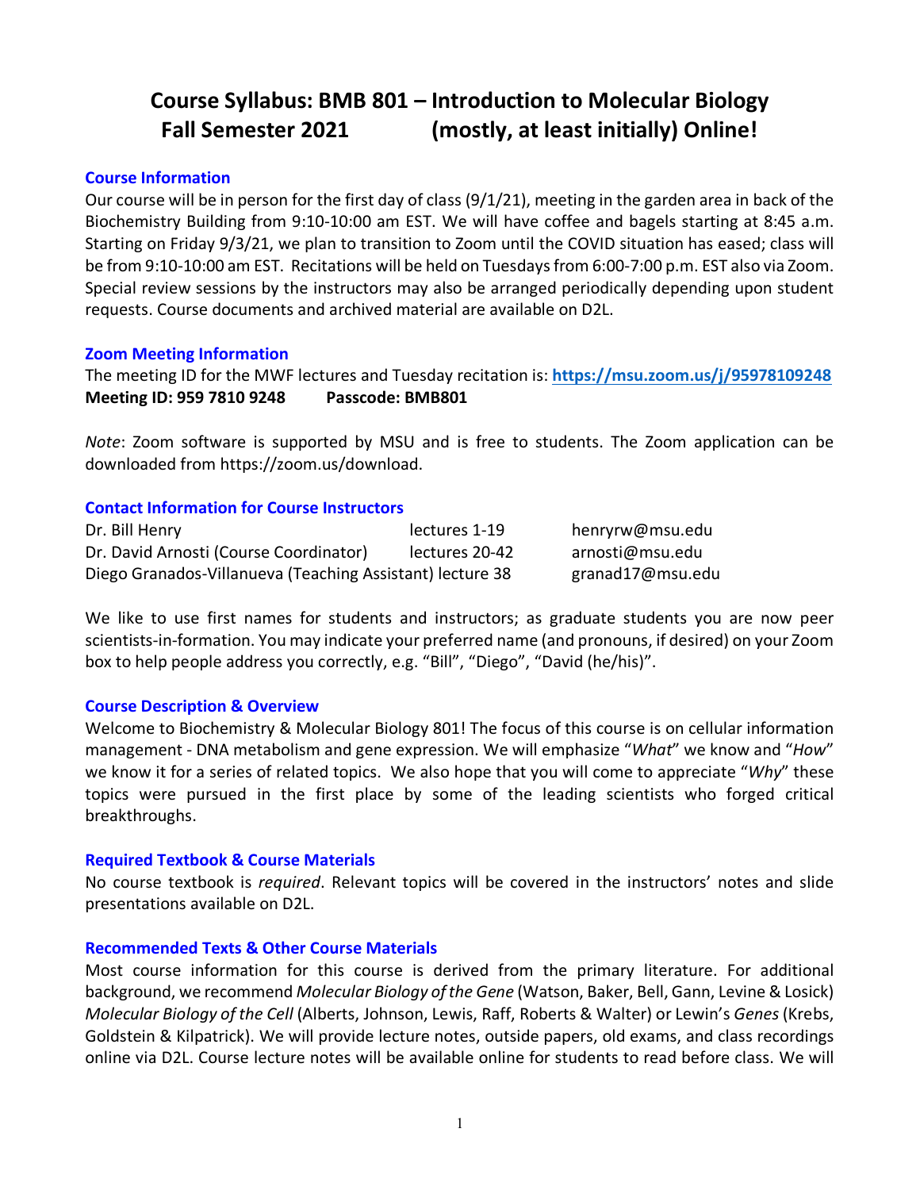# Course Syllabus: BMB 801 – Introduction to Molecular Biology
## Fall Semester 2021 (mostly, at least initially) Online!

### Course Information

Our course will be in person for the first day of class (9/1/21), meeting in the garden area in back of the Biochemistry Building from 9:10-10:00 am EST. We will have coffee and bagels starting at 8:45 a.m. Starting on Friday 9/3/21, we plan to transition to Zoom until the COVID situation has eased; class will be from 9:10-10:00 am EST. Recitations will be held on Tuesdays from 6:00-7:00 p.m. EST also via Zoom. Special review sessions by the instructors may also be arranged periodically depending upon student requests. Course documents and archived material are available on D2L.

### Zoom Meeting Information

The meeting ID for the MWF lectures and Tuesday recitation is: **https://msu.zoom.us/j/95978109248**
**Meeting ID: 959 7810 9248  Passcode: BMB801**

*Note*: Zoom software is supported by MSU and is free to students. The Zoom application can be downloaded from https://zoom.us/download.

### Contact Information for Course Instructors

| | | |
|---|---|---|
| Dr. Bill Henry | lectures 1-19 | henryrw@msu.edu |
| Dr. David Arnosti (Course Coordinator) | lectures 20-42 | arnosti@msu.edu |
| Diego Granados-Villanueva (Teaching Assistant) | lecture 38 | granad17@msu.edu |

We like to use first names for students and instructors; as graduate students you are now peer scientists-in-formation. You may indicate your preferred name (and pronouns, if desired) on your Zoom box to help people address you correctly, e.g. "Bill", "Diego", "David (he/his)".

### Course Description & Overview

Welcome to Biochemistry & Molecular Biology 801! The focus of this course is on cellular information management - DNA metabolism and gene expression. We will emphasize "*What*" we know and "*How*" we know it for a series of related topics. We also hope that you will come to appreciate "*Why*" these topics were pursued in the first place by some of the leading scientists who forged critical breakthroughs.

### Required Textbook & Course Materials

No course textbook is *required*. Relevant topics will be covered in the instructors' notes and slide presentations available on D2L.

### Recommended Texts & Other Course Materials

Most course information for this course is derived from the primary literature. For additional background, we recommend *Molecular Biology of the Gene* (Watson, Baker, Bell, Gann, Levine & Losick) *Molecular Biology of the Cell* (Alberts, Johnson, Lewis, Raff, Roberts & Walter) or Lewin's *Genes* (Krebs, Goldstein & Kilpatrick). We will provide lecture notes, outside papers, old exams, and class recordings online via D2L. Course lecture notes will be available online for students to read before class. We will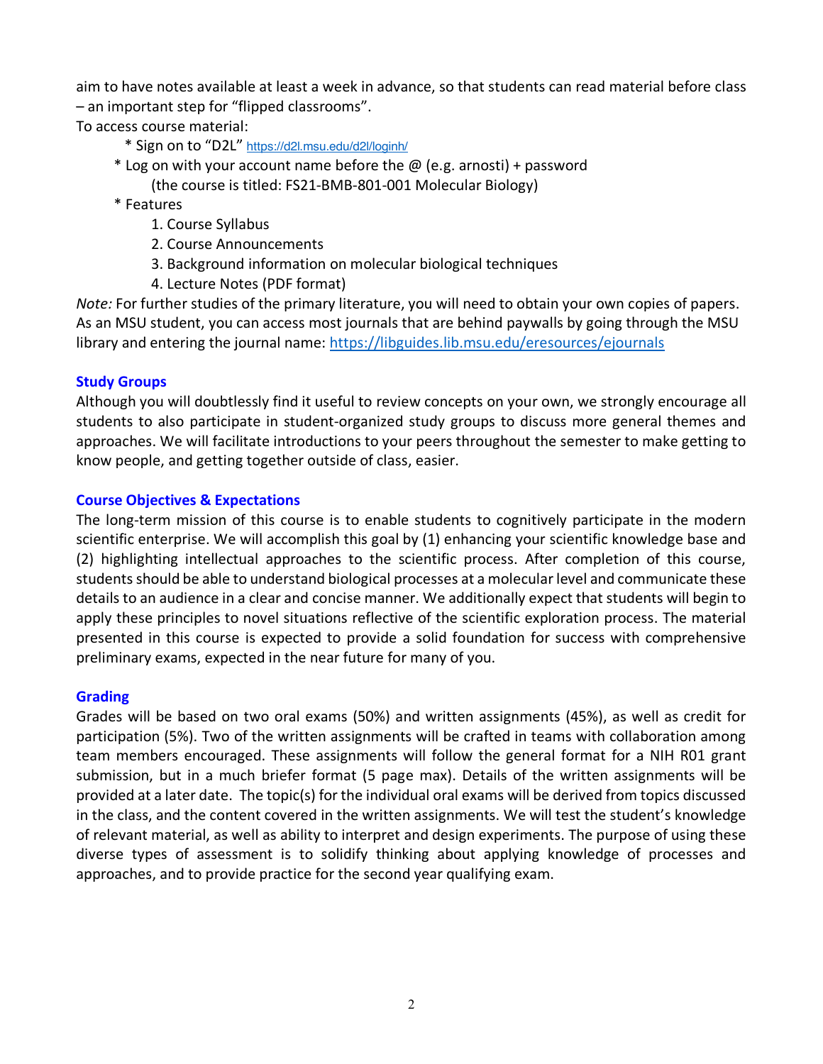aim to have notes available at least a week in advance, so that students can read material before class – an important step for "flipped classrooms".

To access course material:

* Sign on to "D2L" https://d2l.msu.edu/d2l/loginh/
* Log on with your account name before the @ (e.g. arnosti) + password
  (the course is titled: FS21-BMB-801-001 Molecular Biology)
* Features
  1. Course Syllabus
  2. Course Announcements
  3. Background information on molecular biological techniques
  4. Lecture Notes (PDF format)

*Note:* For further studies of the primary literature, you will need to obtain your own copies of papers. As an MSU student, you can access most journals that are behind paywalls by going through the MSU library and entering the journal name: https://libguides.lib.msu.edu/eresources/ejournals

## Study Groups

Although you will doubtlessly find it useful to review concepts on your own, we strongly encourage all students to also participate in student-organized study groups to discuss more general themes and approaches. We will facilitate introductions to your peers throughout the semester to make getting to know people, and getting together outside of class, easier.

## Course Objectives & Expectations

The long-term mission of this course is to enable students to cognitively participate in the modern scientific enterprise. We will accomplish this goal by (1) enhancing your scientific knowledge base and (2) highlighting intellectual approaches to the scientific process. After completion of this course, students should be able to understand biological processes at a molecular level and communicate these details to an audience in a clear and concise manner. We additionally expect that students will begin to apply these principles to novel situations reflective of the scientific exploration process. The material presented in this course is expected to provide a solid foundation for success with comprehensive preliminary exams, expected in the near future for many of you.

## Grading

Grades will be based on two oral exams (50%) and written assignments (45%), as well as credit for participation (5%). Two of the written assignments will be crafted in teams with collaboration among team members encouraged. These assignments will follow the general format for a NIH R01 grant submission, but in a much briefer format (5 page max). Details of the written assignments will be provided at a later date. The topic(s) for the individual oral exams will be derived from topics discussed in the class, and the content covered in the written assignments. We will test the student's knowledge of relevant material, as well as ability to interpret and design experiments. The purpose of using these diverse types of assessment is to solidify thinking about applying knowledge of processes and approaches, and to provide practice for the second year qualifying exam.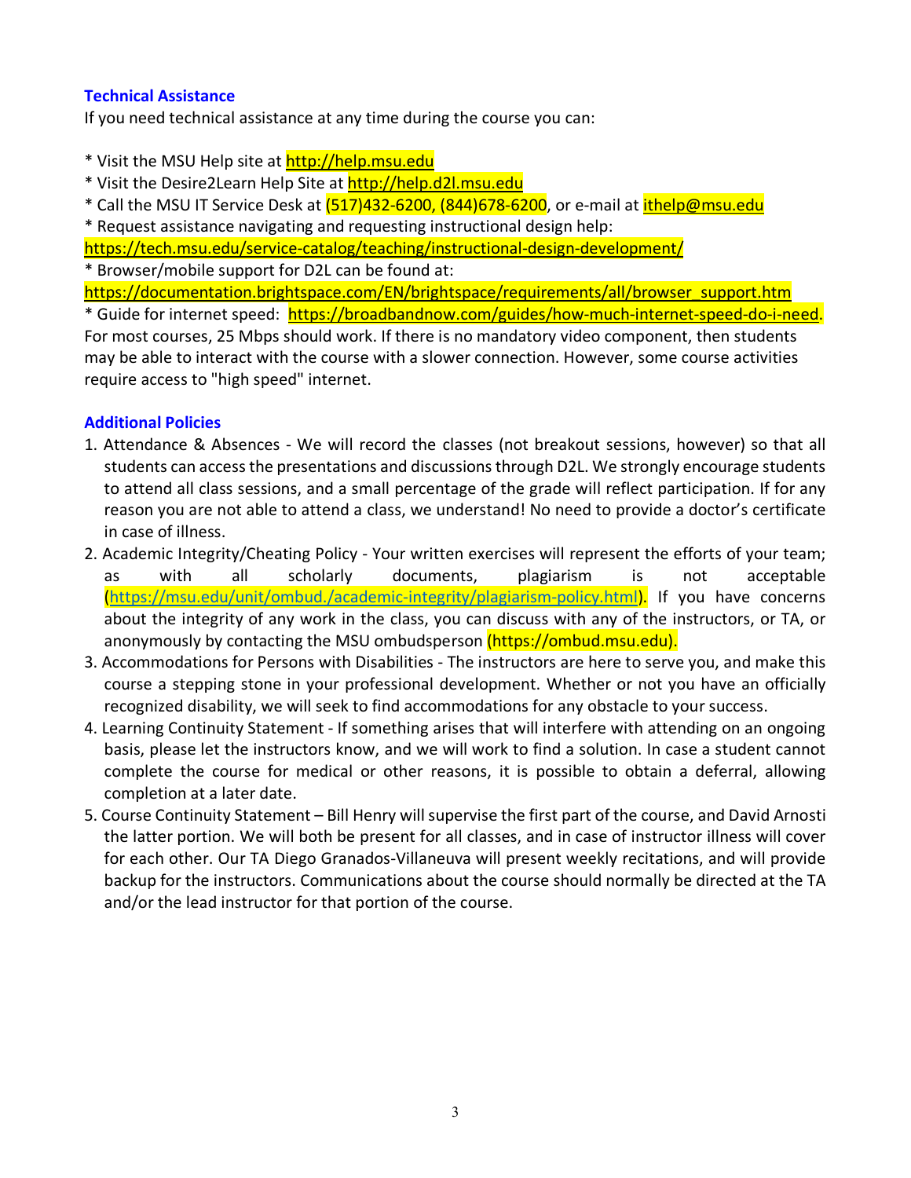### Technical Assistance

If you need technical assistance at any time during the course you can:

* Visit the MSU Help site at http://help.msu.edu
* Visit the Desire2Learn Help Site at http://help.d2l.msu.edu
* Call the MSU IT Service Desk at (517)432-6200, (844)678-6200, or e-mail at ithelp@msu.edu
* Request assistance navigating and requesting instructional design help: https://tech.msu.edu/service-catalog/teaching/instructional-design-development/
* Browser/mobile support for D2L can be found at: https://documentation.brightspace.com/EN/brightspace/requirements/all/browser_support.htm
* Guide for internet speed: https://broadbandnow.com/guides/how-much-internet-speed-do-i-need.

For most courses, 25 Mbps should work. If there is no mandatory video component, then students may be able to interact with the course with a slower connection. However, some course activities require access to "high speed" internet.

### Additional Policies

1. Attendance & Absences - We will record the classes (not breakout sessions, however) so that all students can access the presentations and discussions through D2L. We strongly encourage students to attend all class sessions, and a small percentage of the grade will reflect participation. If for any reason you are not able to attend a class, we understand! No need to provide a doctor's certificate in case of illness.
2. Academic Integrity/Cheating Policy - Your written exercises will represent the efforts of your team; as with all scholarly documents, plagiarism is not acceptable (https://msu.edu/unit/ombud./academic-integrity/plagiarism-policy.html). If you have concerns about the integrity of any work in the class, you can discuss with any of the instructors, or TA, or anonymously by contacting the MSU ombudsperson (https://ombud.msu.edu).
3. Accommodations for Persons with Disabilities - The instructors are here to serve you, and make this course a stepping stone in your professional development. Whether or not you have an officially recognized disability, we will seek to find accommodations for any obstacle to your success.
4. Learning Continuity Statement - If something arises that will interfere with attending on an ongoing basis, please let the instructors know, and we will work to find a solution. In case a student cannot complete the course for medical or other reasons, it is possible to obtain a deferral, allowing completion at a later date.
5. Course Continuity Statement – Bill Henry will supervise the first part of the course, and David Arnosti the latter portion. We will both be present for all classes, and in case of instructor illness will cover for each other. Our TA Diego Granados-Villaneuva will present weekly recitations, and will provide backup for the instructors. Communications about the course should normally be directed at the TA and/or the lead instructor for that portion of the course.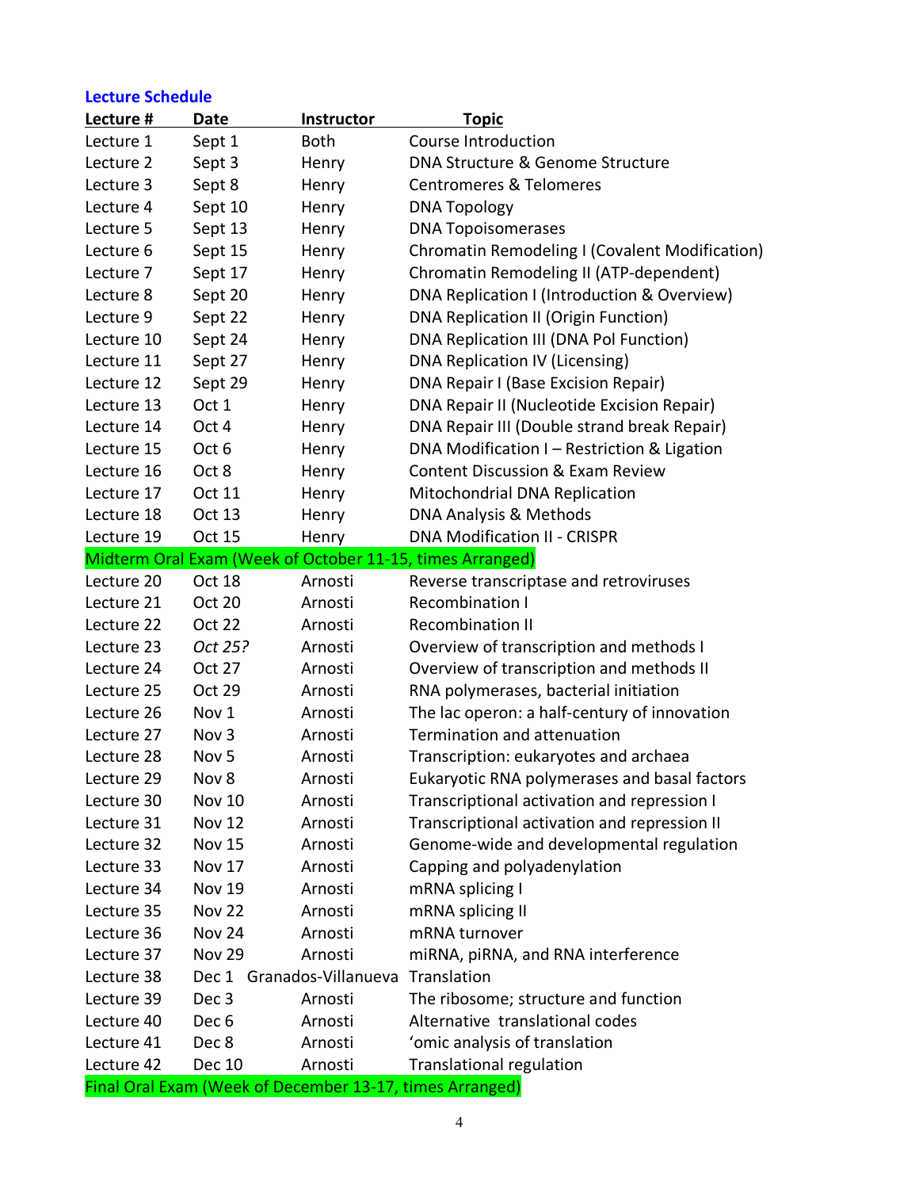## Lecture Schedule

| Lecture # | Date | Instructor | Topic |
|---|---|---|---|
| Lecture 1 | Sept 1 | Both | Course Introduction |
| Lecture 2 | Sept 3 | Henry | DNA Structure & Genome Structure |
| Lecture 3 | Sept 8 | Henry | Centromeres & Telomeres |
| Lecture 4 | Sept 10 | Henry | DNA Topology |
| Lecture 5 | Sept 13 | Henry | DNA Topoisomerases |
| Lecture 6 | Sept 15 | Henry | Chromatin Remodeling I (Covalent Modification) |
| Lecture 7 | Sept 17 | Henry | Chromatin Remodeling II (ATP-dependent) |
| Lecture 8 | Sept 20 | Henry | DNA Replication I (Introduction & Overview) |
| Lecture 9 | Sept 22 | Henry | DNA Replication II (Origin Function) |
| Lecture 10 | Sept 24 | Henry | DNA Replication III (DNA Pol Function) |
| Lecture 11 | Sept 27 | Henry | DNA Replication IV (Licensing) |
| Lecture 12 | Sept 29 | Henry | DNA Repair I (Base Excision Repair) |
| Lecture 13 | Oct 1 | Henry | DNA Repair II (Nucleotide Excision Repair) |
| Lecture 14 | Oct 4 | Henry | DNA Repair III (Double strand break Repair) |
| Lecture 15 | Oct 6 | Henry | DNA Modification I – Restriction & Ligation |
| Lecture 16 | Oct 8 | Henry | Content Discussion & Exam Review |
| Lecture 17 | Oct 11 | Henry | Mitochondrial DNA Replication |
| Lecture 18 | Oct 13 | Henry | DNA Analysis & Methods |
| Lecture 19 | Oct 15 | Henry | DNA Modification II - CRISPR |
| Midterm Oral Exam (Week of October 11-15, times Arranged) | | | |
| Lecture 20 | Oct 18 | Arnosti | Reverse transcriptase and retroviruses |
| Lecture 21 | Oct 20 | Arnosti | Recombination I |
| Lecture 22 | Oct 22 | Arnosti | Recombination II |
| Lecture 23 | *Oct 25?* | Arnosti | Overview of transcription and methods I |
| Lecture 24 | Oct 27 | Arnosti | Overview of transcription and methods II |
| Lecture 25 | Oct 29 | Arnosti | RNA polymerases, bacterial initiation |
| Lecture 26 | Nov 1 | Arnosti | The lac operon: a half-century of innovation |
| Lecture 27 | Nov 3 | Arnosti | Termination and attenuation |
| Lecture 28 | Nov 5 | Arnosti | Transcription: eukaryotes and archaea |
| Lecture 29 | Nov 8 | Arnosti | Eukaryotic RNA polymerases and basal factors |
| Lecture 30 | Nov 10 | Arnosti | Transcriptional activation and repression I |
| Lecture 31 | Nov 12 | Arnosti | Transcriptional activation and repression II |
| Lecture 32 | Nov 15 | Arnosti | Genome-wide and developmental regulation |
| Lecture 33 | Nov 17 | Arnosti | Capping and polyadenylation |
| Lecture 34 | Nov 19 | Arnosti | mRNA splicing I |
| Lecture 35 | Nov 22 | Arnosti | mRNA splicing II |
| Lecture 36 | Nov 24 | Arnosti | mRNA turnover |
| Lecture 37 | Nov 29 | Arnosti | miRNA, piRNA, and RNA interference |
| Lecture 38 | Dec 1 | Granados-Villanueva | Translation |
| Lecture 39 | Dec 3 | Arnosti | The ribosome; structure and function |
| Lecture 40 | Dec 6 | Arnosti | Alternative translational codes |
| Lecture 41 | Dec 8 | Arnosti | 'omic analysis of translation |
| Lecture 42 | Dec 10 | Arnosti | Translational regulation |
| Final Oral Exam (Week of December 13-17, times Arranged) | | | |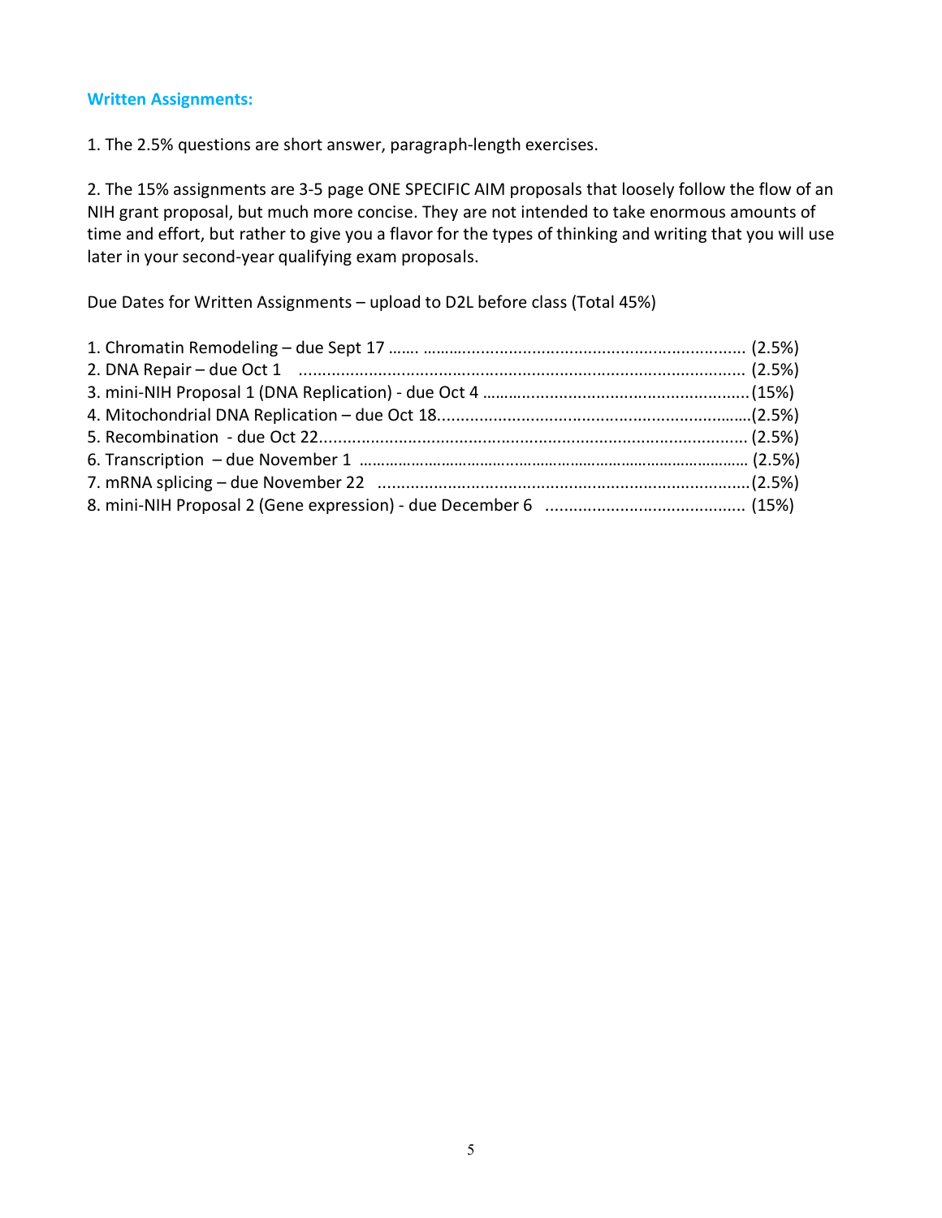### Written Assignments:

1. The 2.5% questions are short answer, paragraph-length exercises.

2. The 15% assignments are 3-5 page ONE SPECIFIC AIM proposals that loosely follow the flow of an NIH grant proposal, but much more concise. They are not intended to take enormous amounts of time and effort, but rather to give you a flavor for the types of thinking and writing that you will use later in your second-year qualifying exam proposals.

Due Dates for Written Assignments – upload to D2L before class (Total 45%)

1. Chromatin Remodeling – due Sept 17 ....... (2.5%)
2. DNA Repair – due Oct 1 ....... (2.5%)
3. mini-NIH Proposal 1 (DNA Replication) - due Oct 4 ....... (15%)
4. Mitochondrial DNA Replication – due Oct 18....... (2.5%)
5. Recombination - due Oct 22....... (2.5%)
6. Transcription – due November 1 ....... (2.5%)
7. mRNA splicing – due November 22 ....... (2.5%)
8. mini-NIH Proposal 2 (Gene expression) - due December 6 ....... (15%)